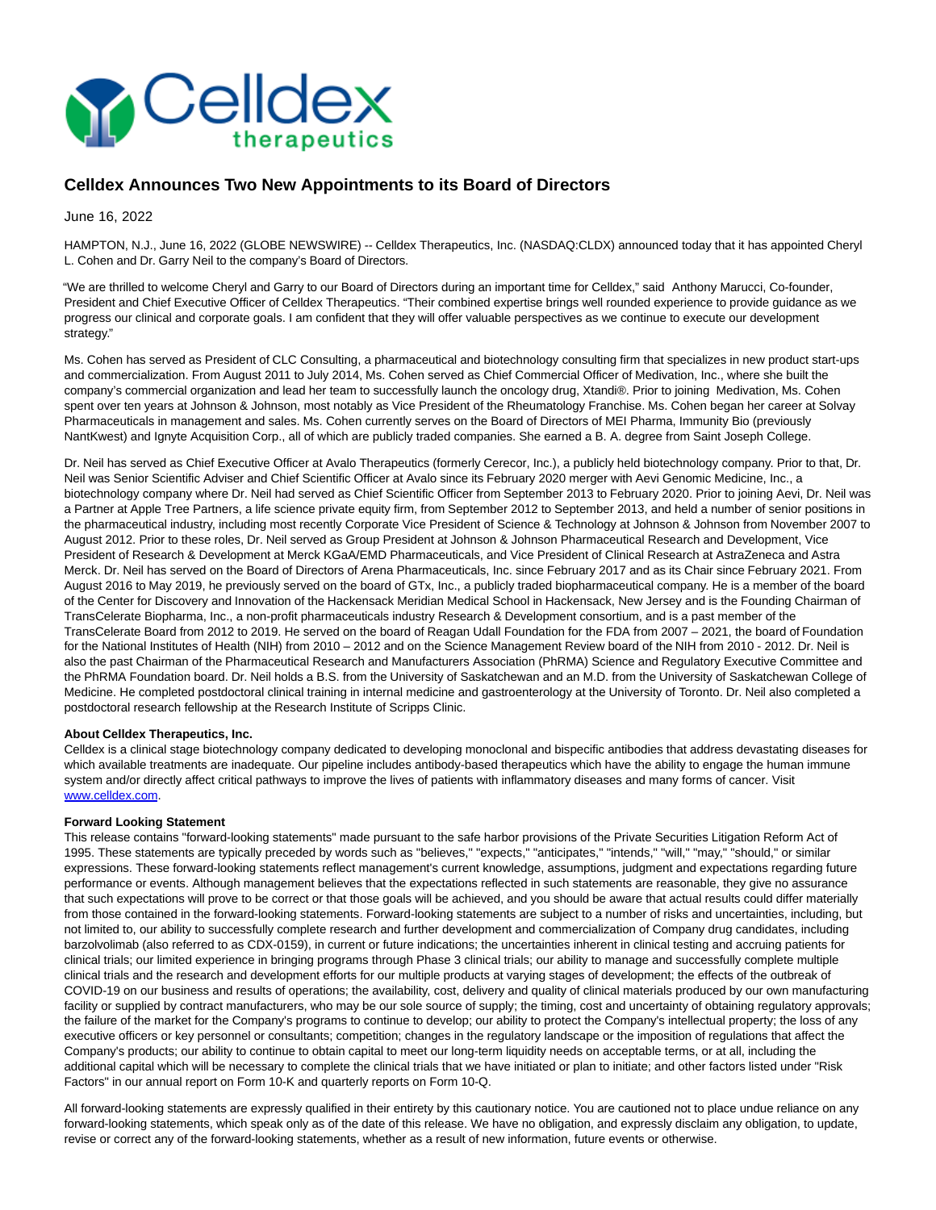# Celldex Announces Two New Appointments to its Board of Directors

June 16, 2022

HAMPTON, N.J., June 16, 2022 (GLOBE NEWSWIRE) -- Celldex Therapeutics, Inc. (NASDAQ:CLDX) announced today that it has appointed Cheryl L. Cohen and Dr. Garry Neil to the company's Board of Directors.

"We are thrilled to welcome Cheryl and Garry to our Board of Directors during an important time for Celldex," said Anthony Marucci, Co-founder, President and Chief Executive Officer of Celldex Therapeutics. "Their combined expertise brings well rounded experience to provide guidance as we progress our clinical and corporate goals. I am confident that they will offer valuable perspectives as we continue to execute our development strategy."

Ms. Cohen has served as President of CLC Consulting, a pharmaceutical and biotechnology consulting firm that specializes in new product start-ups and commercialization. From August 2011 to July 2014, Ms. Cohen served as Chief Commercial Officer of Medivation, Inc., where she built the company's commercial organization and lead her team to successfully launch the oncology drug, Xtandi®. Prior to joining Medivation, Ms. Cohen spent over ten years at Johnson & Johnson, most notably as Vice President of the Rheumatology Franchise. Ms. Cohen began her career at Solvay Pharmaceuticals in management and sales. Ms. Cohen currently serves on the Board of Directors of MEI Pharma, Immunity Bio (previously NantKwest) and Ignyte Acquisition Corp., all of which are publicly traded companies. She earned a B. A. degree from Saint Joseph College.

Dr. Neil has served as Chief Executive Officer at Avalo Therapeutics (formerly Cerecor, Inc.), a publicly held biotechnology company. Prior to that, Dr. Neil was Senior Scientific Adviser and Chief Scientific Officer at Avalo since its February 2020 merger with Aevi Genomic Medicine, Inc., a biotechnology company where Dr. Neil had served as Chief Scientific Officer from September 2013 to February 2020. Prior to joining Aevi, Dr. Neil was a Partner at Apple Tree Partners, a life science private equity firm, from September 2012 to September 2013, and held a number of senior positions in the pharmaceutical industry, including most recently Corporate Vice President of Science & Technology at Johnson & Johnson from November 2007 to August 2012. Prior to these roles, Dr. Neil served as Group President at Johnson & Johnson Pharmaceutical Research and Development, Vice President of Research & Development at Merck KGaA/EMD Pharmaceuticals, and Vice President of Clinical Research at AstraZeneca and Astra Merck. Dr. Neil has served on the Board of Directors of Arena Pharmaceuticals, Inc. since February 2017 and as its Chair since February 2021. From August 2016 to May 2019, he previously served on the board of GTx, Inc., a publicly traded biopharmaceutical company. He is a member of the board of the Center for Discovery and Innovation of the Hackensack Meridian Medical School in Hackensack, New Jersey and is the Founding Chairman of TransCelerate Biopharma, Inc., a non-profit pharmaceuticals industry Research & Development consortium, and is a past member of the TransCelerate Board from 2012 to 2019. He served on the board of Reagan Udall Foundation for the FDA from 2007 – 2021, the board of Foundation for the National Institutes of Health (NIH) from 2010 – 2012 and on the Science Management Review board of the NIH from 2010 - 2012. Dr. Neil is also the past Chairman of the Pharmaceutical Research and Manufacturers Association (PhRMA) Science and Regulatory Executive Committee and the PhRMA Foundation board. Dr. Neil holds a B.S. from the University of Saskatchewan and an M.D. from the University of Saskatchewan College of Medicine. He completed postdoctoral clinical training in internal medicine and gastroenterology at the University of Toronto. Dr. Neil also completed a postdoctoral research fellowship at the Research Institute of Scripps Clinic.

**About Celldex Therapeutics, Inc.**

Celldex is a clinical stage biotechnology company dedicated to developing monoclonal and bispecific antibodies that address devastating diseases for which available treatments are inadequate. Our pipeline includes antibody-based therapeutics which have the ability to engage the human immune system and/or directly affect critical pathways to improve the lives of patients with inflammatory diseases and many forms of cancer. Visit www.celldex.com.

**Forward Looking Statement**

This release contains "forward-looking statements" made pursuant to the safe harbor provisions of the Private Securities Litigation Reform Act of 1995. These statements are typically preceded by words such as "believes," "expects," "anticipates," "intends," "will," "may," "should," or similar expressions. These forward-looking statements reflect management's current knowledge, assumptions, judgment and expectations regarding future performance or events. Although management believes that the expectations reflected in such statements are reasonable, they give no assurance that such expectations will prove to be correct or that those goals will be achieved, and you should be aware that actual results could differ materially from those contained in the forward-looking statements. Forward-looking statements are subject to a number of risks and uncertainties, including, but not limited to, our ability to successfully complete research and further development and commercialization of Company drug candidates, including barzolvolimab (also referred to as CDX-0159), in current or future indications; the uncertainties inherent in clinical testing and accruing patients for clinical trials; our limited experience in bringing programs through Phase 3 clinical trials; our ability to manage and successfully complete multiple clinical trials and the research and development efforts for our multiple products at varying stages of development; the effects of the outbreak of COVID-19 on our business and results of operations; the availability, cost, delivery and quality of clinical materials produced by our own manufacturing facility or supplied by contract manufacturers, who may be our sole source of supply; the timing, cost and uncertainty of obtaining regulatory approvals; the failure of the market for the Company's programs to continue to develop; our ability to protect the Company's intellectual property; the loss of any executive officers or key personnel or consultants; competition; changes in the regulatory landscape or the imposition of regulations that affect the Company's products; our ability to continue to obtain capital to meet our long-term liquidity needs on acceptable terms, or at all, including the additional capital which will be necessary to complete the clinical trials that we have initiated or plan to initiate; and other factors listed under "Risk Factors" in our annual report on Form 10-K and quarterly reports on Form 10-Q.

All forward-looking statements are expressly qualified in their entirety by this cautionary notice. You are cautioned not to place undue reliance on any forward-looking statements, which speak only as of the date of this release. We have no obligation, and expressly disclaim any obligation, to update, revise or correct any of the forward-looking statements, whether as a result of new information, future events or otherwise.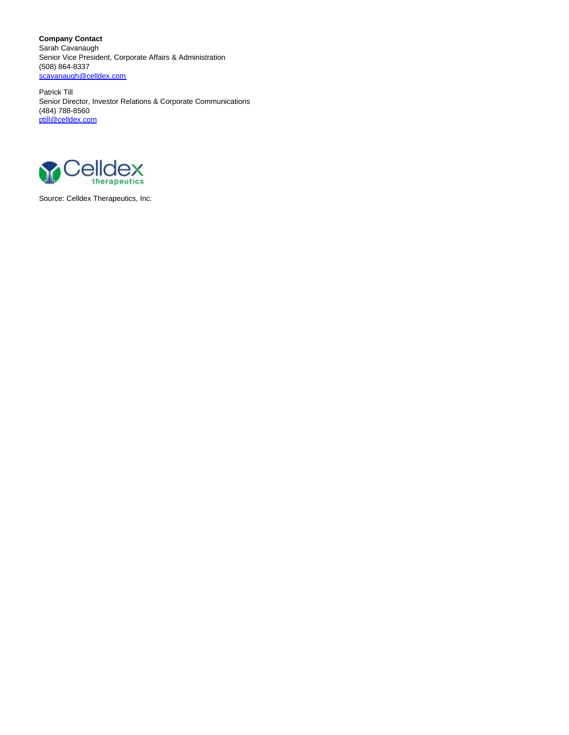**Company Contact**
Sarah Cavanaugh
Senior Vice President, Corporate Affairs & Administration
(508) 864-8337
scavanaugh@celldex.com

Patrick Till
Senior Director, Investor Relations & Corporate Communications
(484) 788-8560
ptill@celldex.com

Source: Celldex Therapeutics, Inc.